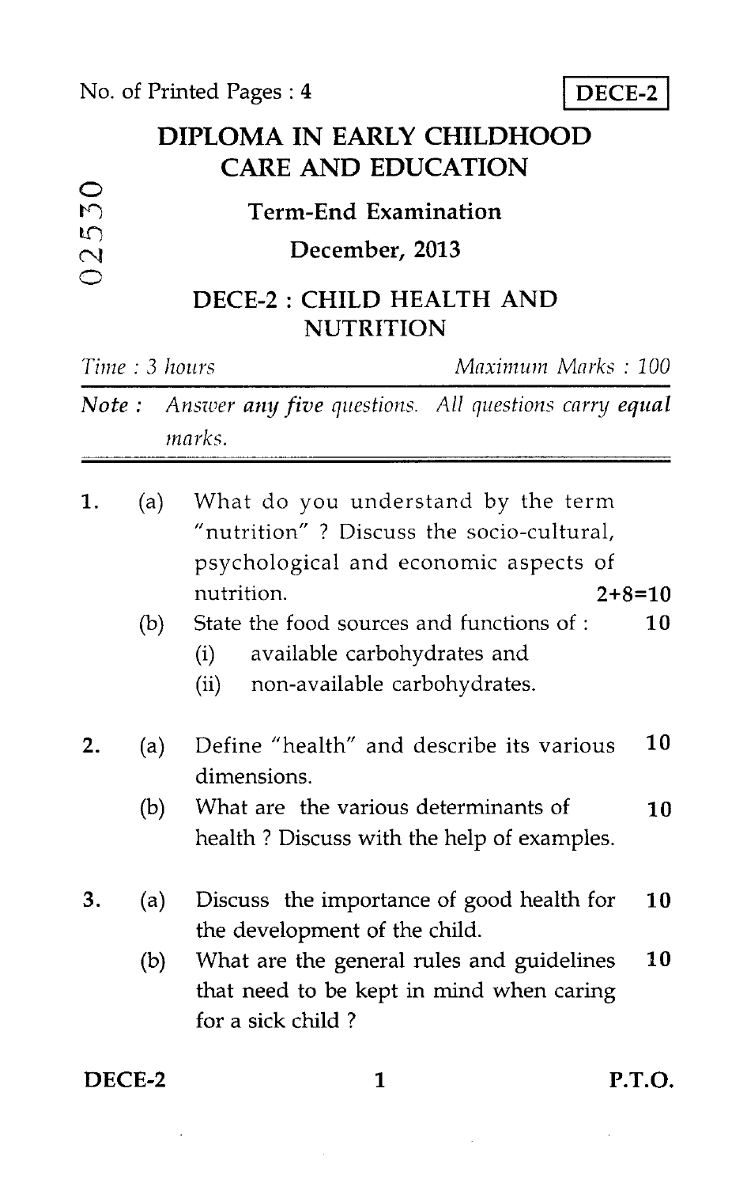No. of Printed Pages : 4

**DECE-2**

# DIPLOMA IN EARLY CHILDHOOD CARE AND EDUCATION

02530

## Term-End Examination

## December, 2013

## DECE-2 : CHILD HEALTH AND NUTRITION

*Time : 3 hours* *Maximum Marks : 100*

***Note :*** *Answer **any five** questions. All questions carry **equal** marks.*

---

1. (a) What do you understand by the term "nutrition" ? Discuss the socio-cultural, psychological and economic aspects of nutrition. **2+8=10**

   (b) State the food sources and functions of : **10**
   
   (i) available carbohydrates and
   
   (ii) non-available carbohydrates.

2. (a) Define "health" and describe its various dimensions. **10**

   (b) What are the various determinants of health ? Discuss with the help of examples. **10**

3. (a) Discuss the importance of good health for the development of the child. **10**

   (b) What are the general rules and guidelines that need to be kept in mind when caring for a sick child ? **10**

DECE-2 P.T.O.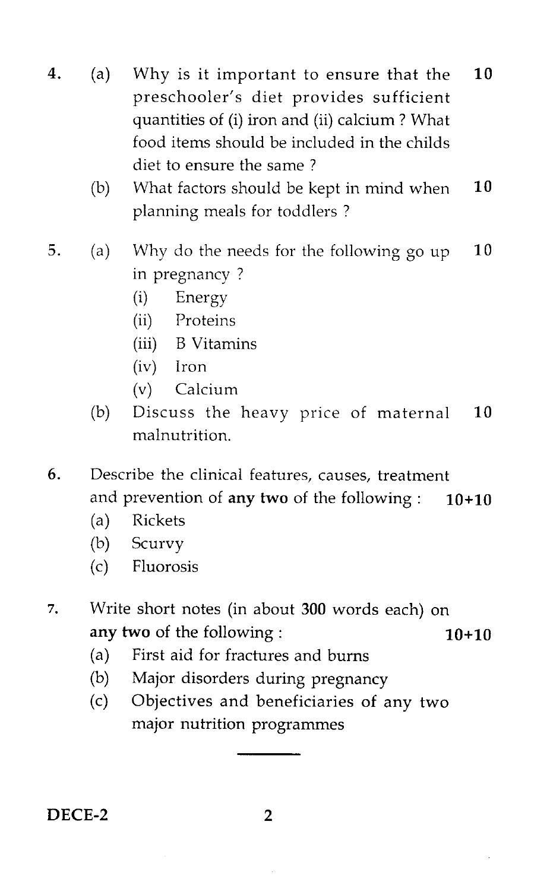4. (a) Why is it important to ensure that the preschooler's diet provides sufficient quantities of (i) iron and (ii) calcium ? What food items should be included in the childs diet to ensure the same ? **10**

   (b) What factors should be kept in mind when planning meals for toddlers ? **10**

5. (a) Why do the needs for the following go up in pregnancy ? **10**
   - (i) Energy
   - (ii) Proteins
   - (iii) B Vitamins
   - (iv) Iron
   - (v) Calcium

   (b) Discuss the heavy price of maternal malnutrition. **10**

6. Describe the clinical features, causes, treatment and prevention of **any two** of the following : **10+10**
   - (a) Rickets
   - (b) Scurvy
   - (c) Fluorosis

7. Write short notes (in about **300** words each) on **any two** of the following : **10+10**
   - (a) First aid for fractures and burns
   - (b) Major disorders during pregnancy
   - (c) Objectives and beneficiaries of any two major nutrition programmes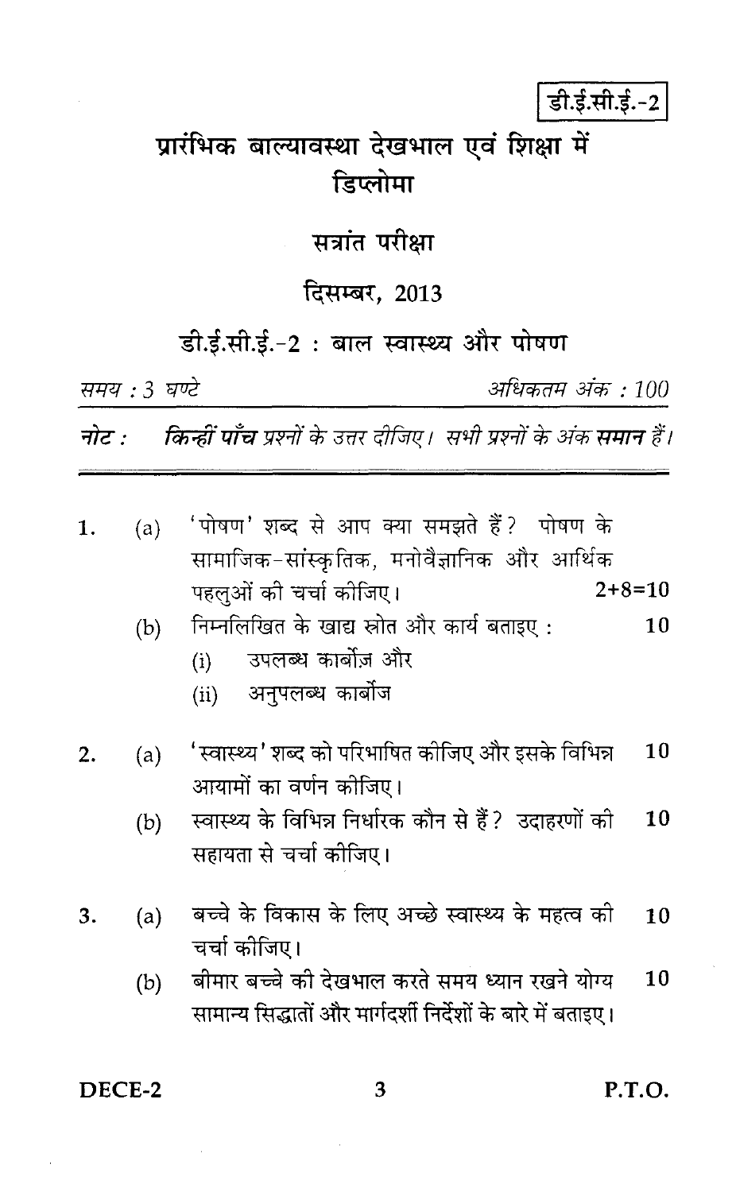डी.ई.सी.ई.-2

# प्रारंभिक बाल्यावस्था देखभाल एवं शिक्षा में डिप्लोमा

## सत्रांत परीक्षा

## दिसम्बर, 2013

## डी.ई.सी.ई.-2 : बाल स्वास्थ्य और पोषण

*समय : 3 घण्टे* *अधिकतम अंक : 100*

***नोट :*** *किन्हीं* ***पाँच*** *प्रश्नों के उत्तर दीजिए। सभी प्रश्नों के अंक* ***समान*** *हैं।*

---

1. (a) 'पोषण' शब्द से आप क्या समझते हैं? पोषण के सामाजिक-सांस्कृतिक, मनोवैज्ञानिक और आर्थिक पहलुओं की चर्चा कीजिए। 2+8=10

   (b) निम्नलिखित के खाद्य स्रोत और कार्य बताइए : 10

   (i) उपलब्ध कार्बोज़ और

   (ii) अनुपलब्ध कार्बोज

2. (a) 'स्वास्थ्य' शब्द को परिभाषित कीजिए और इसके विभिन्न आयामों का वर्णन कीजिए। 10

   (b) स्वास्थ्य के विभिन्न निर्धारक कौन से हैं? उदाहरणों की सहायता से चर्चा कीजिए। 10

3. (a) बच्चे के विकास के लिए अच्छे स्वास्थ्य के महत्व की चर्चा कीजिए। 10

   (b) बीमार बच्चे की देखभाल करते समय ध्यान रखने योग्य सामान्य सिद्धांतों और मार्गदर्शी निर्देशों के बारे में बताइए। 10

DECE-2 P.T.O.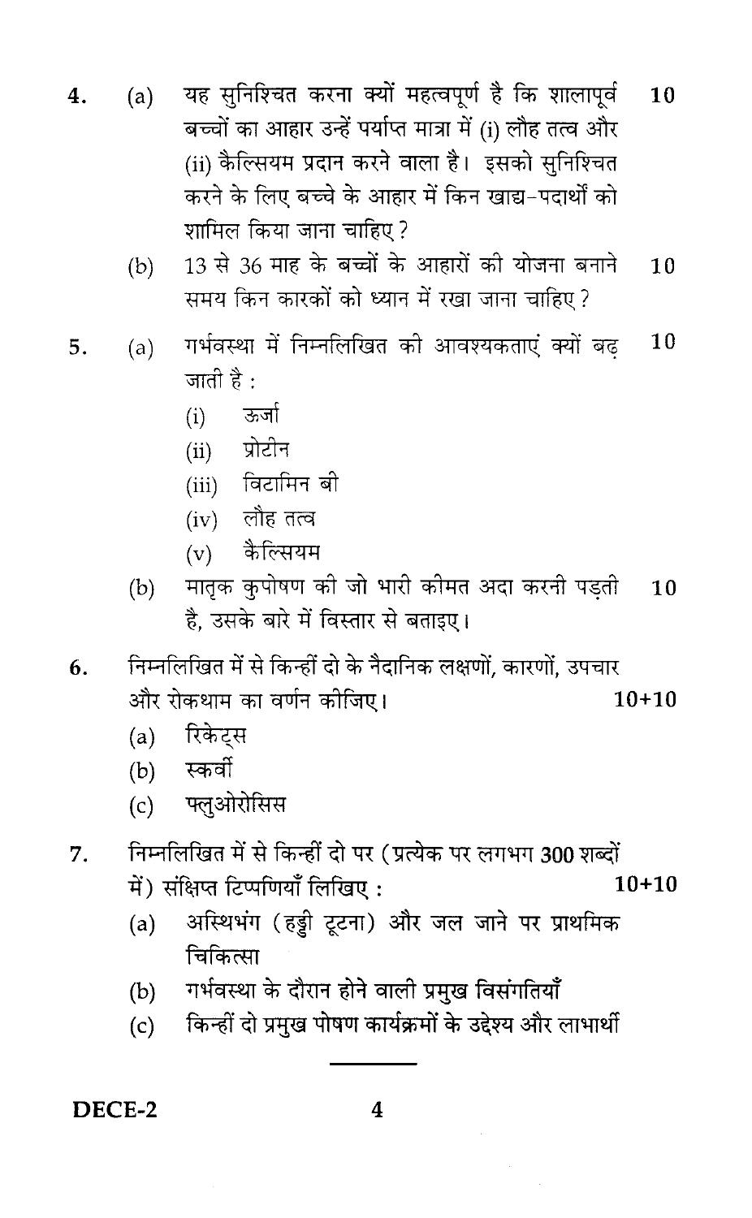4. (a) यह सुनिश्चित करना क्यों महत्वपूर्ण है कि शालापूर्व बच्चों का आहार उन्हें पर्याप्त मात्रा में (i) लौह तत्व और (ii) कैल्सियम प्रदान करने वाला है। इसको सुनिश्चित करने के लिए बच्चे के आहार में किन खाद्य-पदार्थों को शामिल किया जाना चाहिए? **10**

   (b) 13 से 36 माह के बच्चों के आहारों की योजना बनाने समय किन कारकों को ध्यान में रखा जाना चाहिए? **10**

5. (a) गर्भवस्था में निम्नलिखित की आवश्यकताएं क्यों बढ़ जाती है : **10**

   (i) ऊर्जा

   (ii) प्रोटीन

   (iii) विटामिन बी

   (iv) लौह तत्व

   (v) कैल्सियम

   (b) मातृक कुपोषण की जो भारी कीमत अदा करनी पड़ती है, उसके बारे में विस्तार से बताइए। **10**

6. निम्नलिखित में से किन्हीं दो के नैदानिक लक्षणों, कारणों, उपचार और रोकथाम का वर्णन कीजिए। **10+10**

   (a) रिकेट्स

   (b) स्कर्वी

   (c) फ्लुओरोसिस

7. निम्नलिखित में से किन्हीं दो पर (प्रत्येक पर लगभग **300** शब्दों में) संक्षिप्त टिप्पणियाँ लिखिए : **10+10**

   (a) अस्थिभंग (हड्डी टूटना) और जल जाने पर प्राथमिक चिकित्सा

   (b) गर्भवस्था के दौरान होने वाली प्रमुख विसंगतियाँ

   (c) किन्हीं दो प्रमुख पोषण कार्यक्रमों के उद्देश्य और लाभार्थी